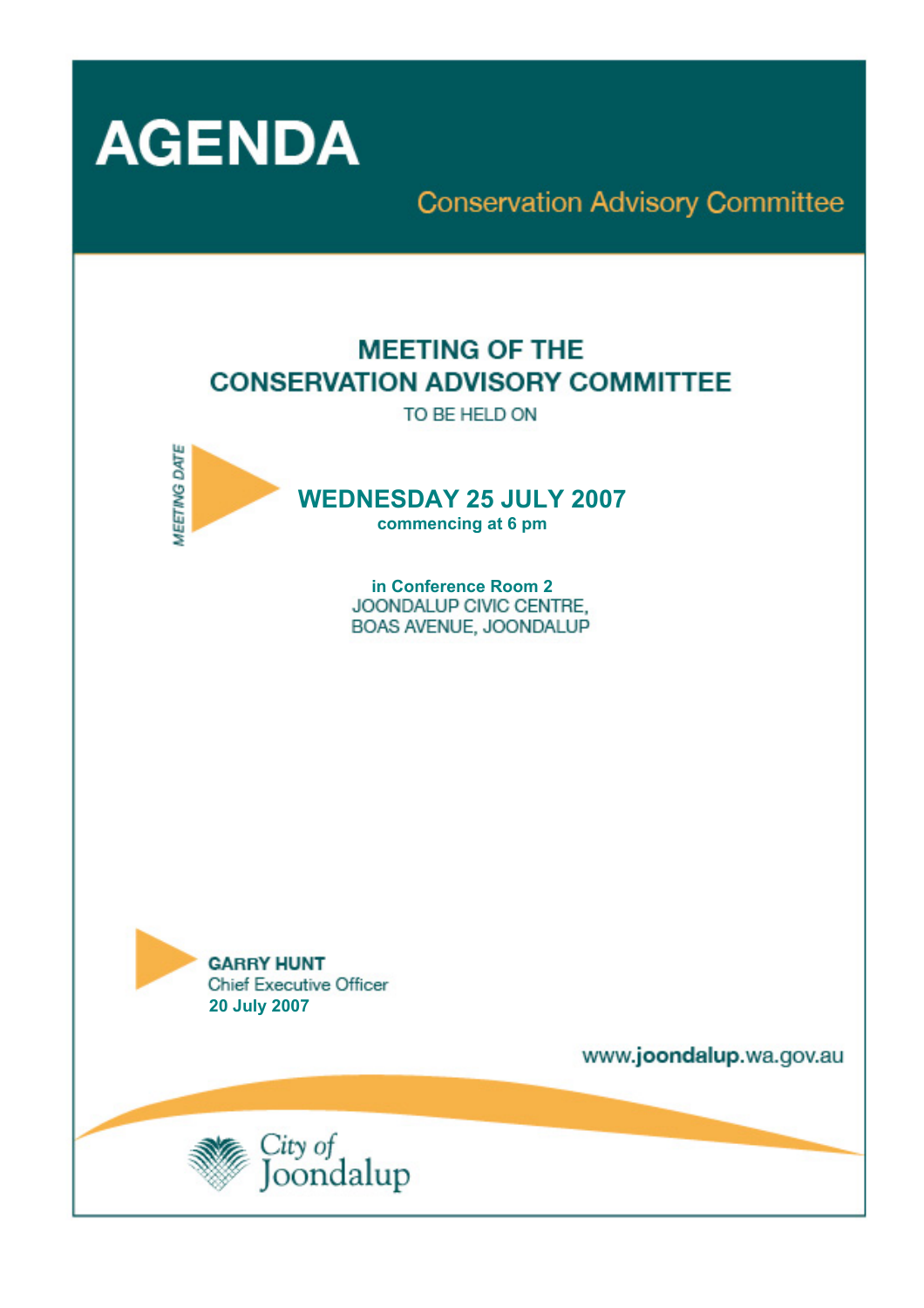# AGENDA

## Conservation Advisory Committee

## MEETING OF THE CONSERVATION ADVISORY COMMITTEE

TO BE HELD ON

*MEETING DATE*

**WEDNESDAY 25 JULY 2007**

**commencing at 6 pm**

**in Conference Room 2**
JOONDALUP CIVIC CENTRE,
BOAS AVENUE, JOONDALUP

**GARRY HUNT**
Chief Executive Officer
**20 July 2007**

www.**joondalup**.wa.gov.au

City of Joondalup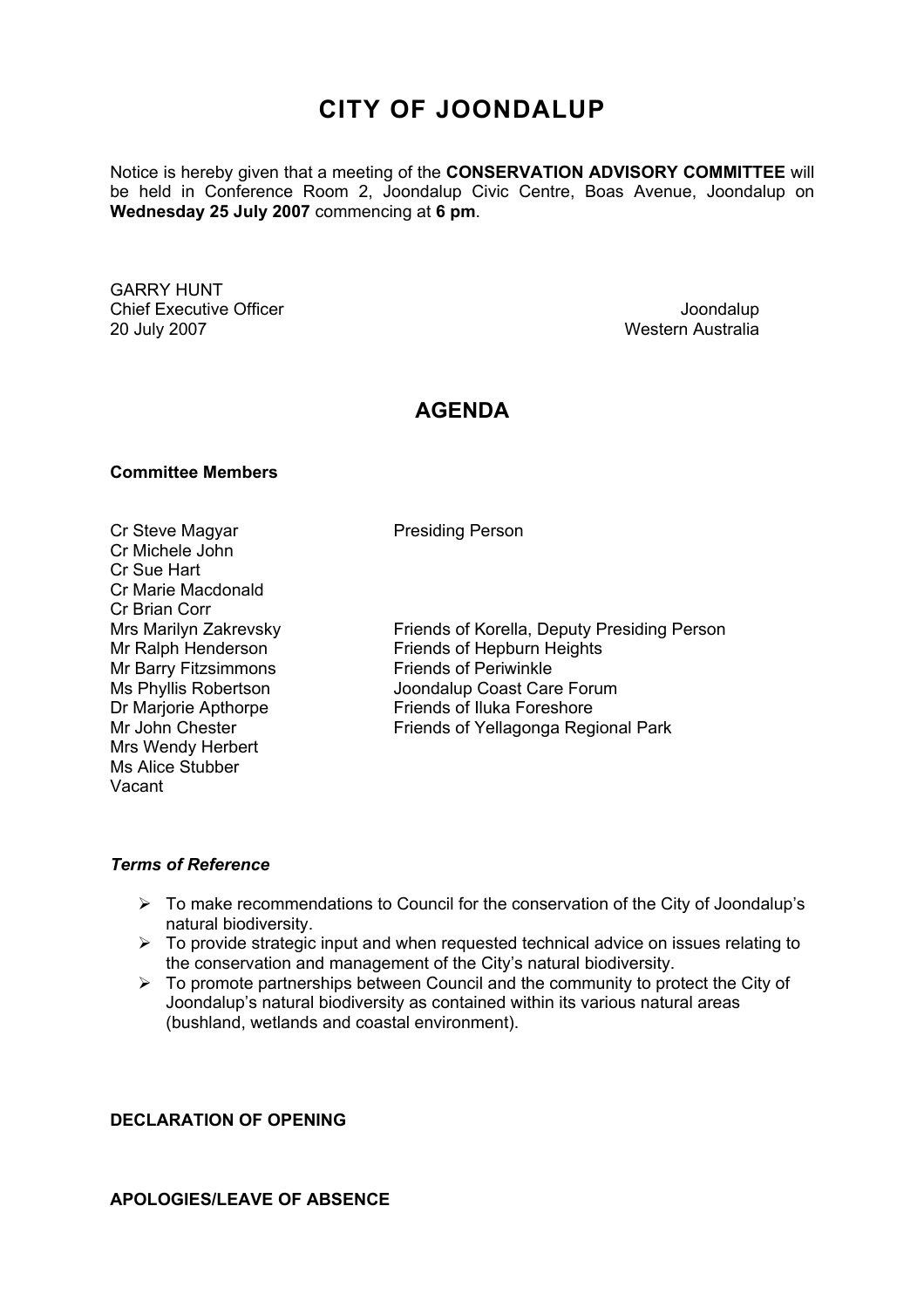# CITY OF JOONDALUP

Notice is hereby given that a meeting of the **CONSERVATION ADVISORY COMMITTEE** will be held in Conference Room 2, Joondalup Civic Centre, Boas Avenue, Joondalup on **Wednesday 25 July 2007** commencing at **6 pm**.

GARRY HUNT
Chief Executive Officer
20 July 2007

Joondalup
Western Australia

## AGENDA

**Committee Members**

| | |
|---|---|
| Cr Steve Magyar | Presiding Person |
| Cr Michele John | |
| Cr Sue Hart | |
| Cr Marie Macdonald | |
| Cr Brian Corr | |
| Mrs Marilyn Zakrevsky | Friends of Korella, Deputy Presiding Person |
| Mr Ralph Henderson | Friends of Hepburn Heights |
| Mr Barry Fitzsimmons | Friends of Periwinkle |
| Ms Phyllis Robertson | Joondalup Coast Care Forum |
| Dr Marjorie Apthorpe | Friends of Iluka Foreshore |
| Mr John Chester | Friends of Yellagonga Regional Park |
| Mrs Wendy Herbert | |
| Ms Alice Stubber | |
| Vacant | |

***Terms of Reference***

- To make recommendations to Council for the conservation of the City of Joondalup's natural biodiversity.
- To provide strategic input and when requested technical advice on issues relating to the conservation and management of the City's natural biodiversity.
- To promote partnerships between Council and the community to protect the City of Joondalup's natural biodiversity as contained within its various natural areas (bushland, wetlands and coastal environment).

**DECLARATION OF OPENING**

**APOLOGIES/LEAVE OF ABSENCE**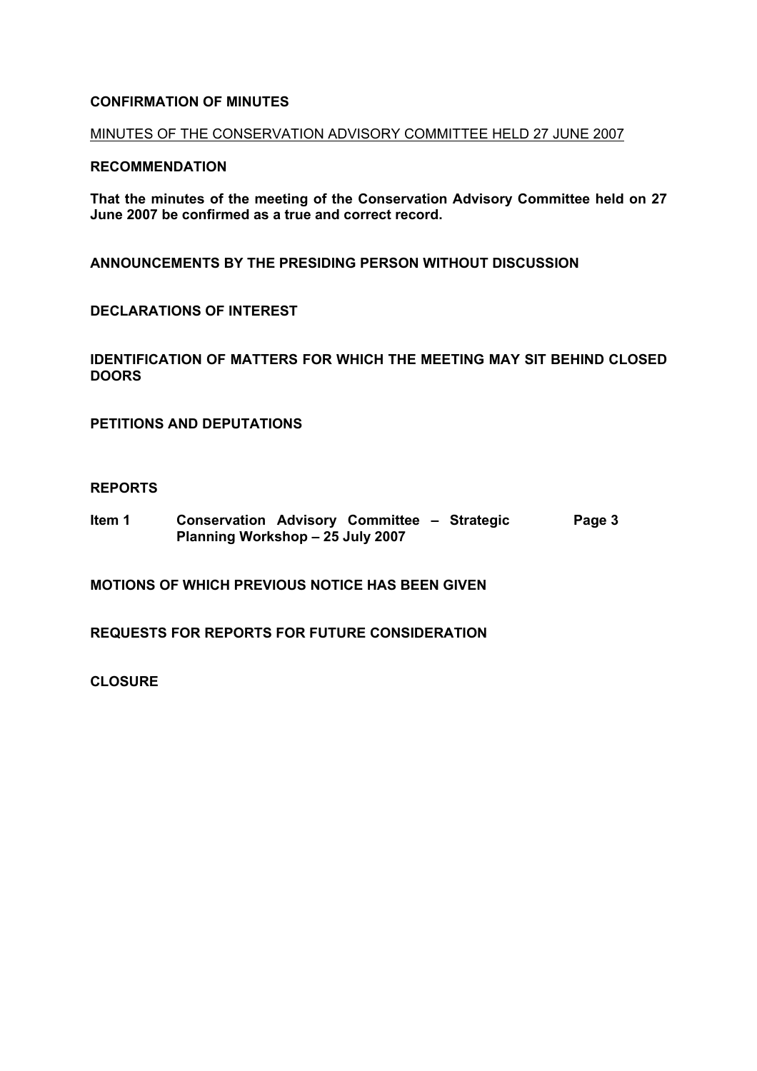**CONFIRMATION OF MINUTES**

MINUTES OF THE CONSERVATION ADVISORY COMMITTEE HELD 27 JUNE 2007

**RECOMMENDATION**

**That the minutes of the meeting of the Conservation Advisory Committee held on 27 June 2007 be confirmed as a true and correct record.**

**ANNOUNCEMENTS BY THE PRESIDING PERSON WITHOUT DISCUSSION**

**DECLARATIONS OF INTEREST**

**IDENTIFICATION OF MATTERS FOR WHICH THE MEETING MAY SIT BEHIND CLOSED DOORS**

**PETITIONS AND DEPUTATIONS**

**REPORTS**

| | | |
|---|---|---|
| **Item 1** | **Conservation Advisory Committee – Strategic Planning Workshop – 25 July 2007** | **Page 3** |

**MOTIONS OF WHICH PREVIOUS NOTICE HAS BEEN GIVEN**

**REQUESTS FOR REPORTS FOR FUTURE CONSIDERATION**

**CLOSURE**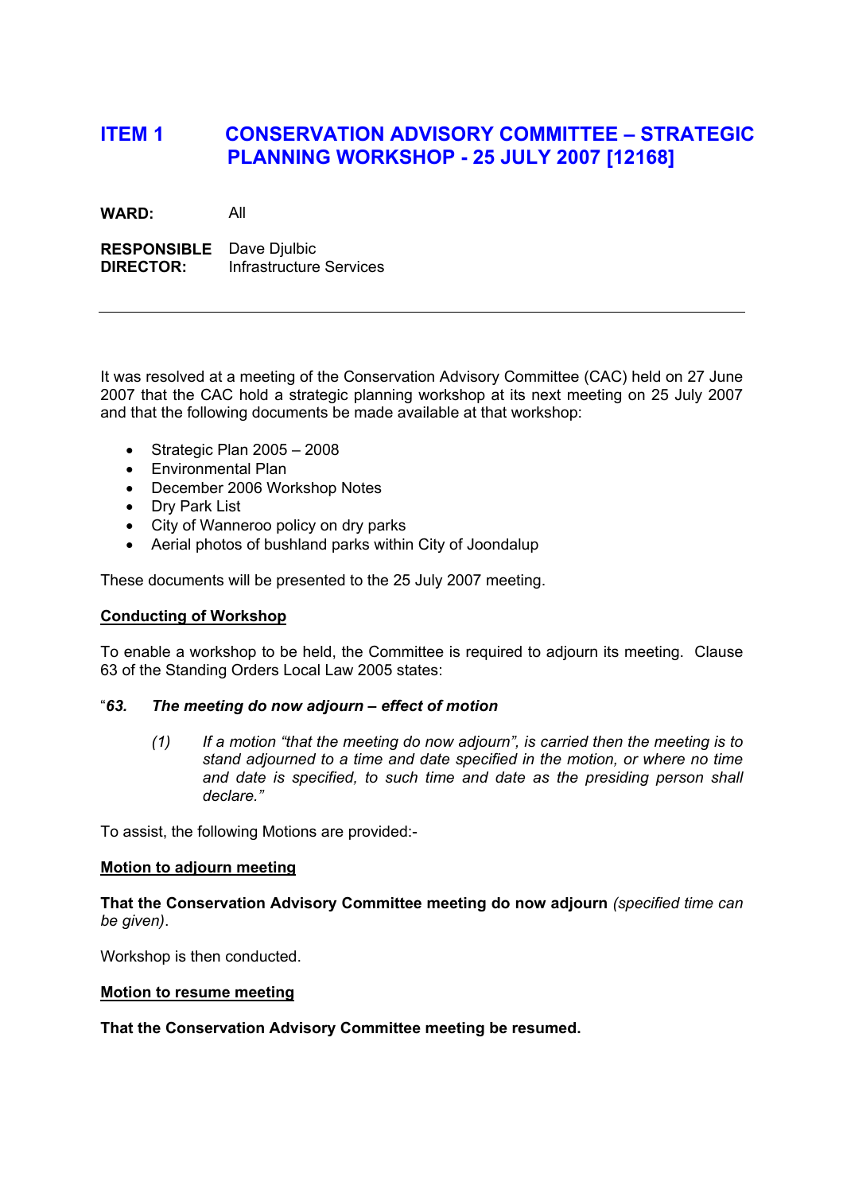# ITEM 1 CONSERVATION ADVISORY COMMITTEE – STRATEGIC PLANNING WORKSHOP - 25 JULY 2007 [12168]

**WARD:** All

**RESPONSIBLE DIRECTOR:** Dave Djulbic
Infrastructure Services

---

It was resolved at a meeting of the Conservation Advisory Committee (CAC) held on 27 June 2007 that the CAC hold a strategic planning workshop at its next meeting on 25 July 2007 and that the following documents be made available at that workshop:

- Strategic Plan 2005 – 2008
- Environmental Plan
- December 2006 Workshop Notes
- Dry Park List
- City of Wanneroo policy on dry parks
- Aerial photos of bushland parks within City of Joondalup

These documents will be presented to the 25 July 2007 meeting.

**<u>Conducting of Workshop</u>**

To enable a workshop to be held, the Committee is required to adjourn its meeting. Clause 63 of the Standing Orders Local Law 2005 states:

"***63. The meeting do now adjourn – effect of motion***

> *(1) If a motion "that the meeting do now adjourn", is carried then the meeting is to stand adjourned to a time and date specified in the motion, or where no time and date is specified, to such time and date as the presiding person shall declare."*

To assist, the following Motions are provided:-

**<u>Motion to adjourn meeting</u>**

**That the Conservation Advisory Committee meeting do now adjourn** *(specified time can be given)*.

Workshop is then conducted.

**<u>Motion to resume meeting</u>**

**That the Conservation Advisory Committee meeting be resumed.**